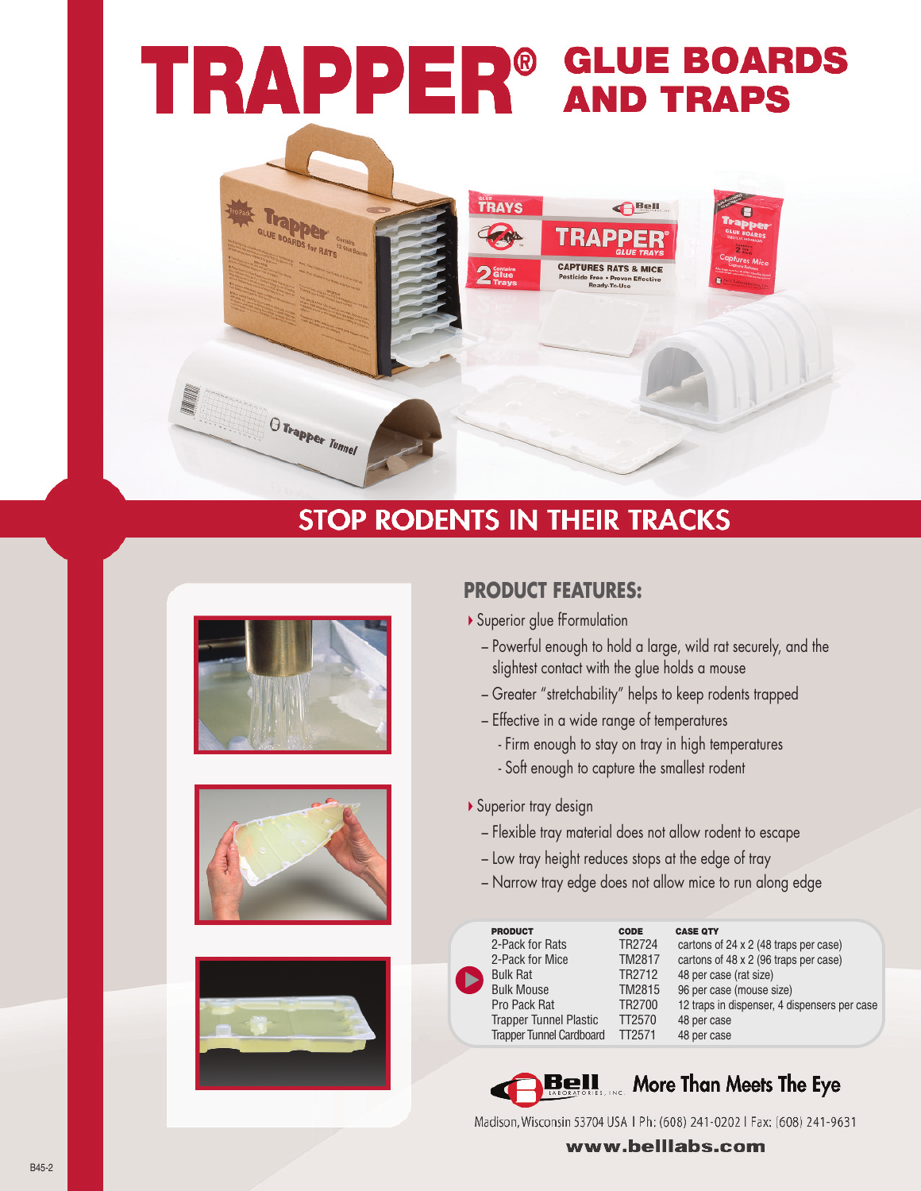# TRAPPER® GLUE BOARDS AND TRAPS

## STOP RODENTS IN THEIR TRACKS

### PRODUCT FEATURES:

- Superior glue fFormulation
  - Powerful enough to hold a large, wild rat securely, and the slightest contact with the glue holds a mouse
  - Greater "stretchability" helps to keep rodents trapped
  - Effective in a wide range of temperatures
    - Firm enough to stay on tray in high temperatures
    - Soft enough to capture the smallest rodent
- Superior tray design
  - Flexible tray material does not allow rodent to escape
  - Low tray height reduces stops at the edge of tray
  - Narrow tray edge does not allow mice to run along edge

| PRODUCT | CODE | CASE QTY |
|---|---|---|
| 2-Pack for Rats | TR2724 | cartons of 24 x 2 (48 traps per case) |
| 2-Pack for Mice | TM2817 | cartons of 48 x 2 (96 traps per case) |
| Bulk Rat | TR2712 | 48 per case (rat size) |
| Bulk Mouse | TM2815 | 96 per case (mouse size) |
| Pro Pack Rat | TR2700 | 12 traps in dispenser, 4 dispensers per case |
| Trapper Tunnel Plastic | TT2570 | 48 per case |
| Trapper Tunnel Cardboard | TT2571 | 48 per case |

Bell Laboratories, Inc. — More Than Meets The Eye

Madison, Wisconsin 53704 USA | Ph: (608) 241-0202 | Fax: (608) 241-9631

www.belllabs.com

B45-2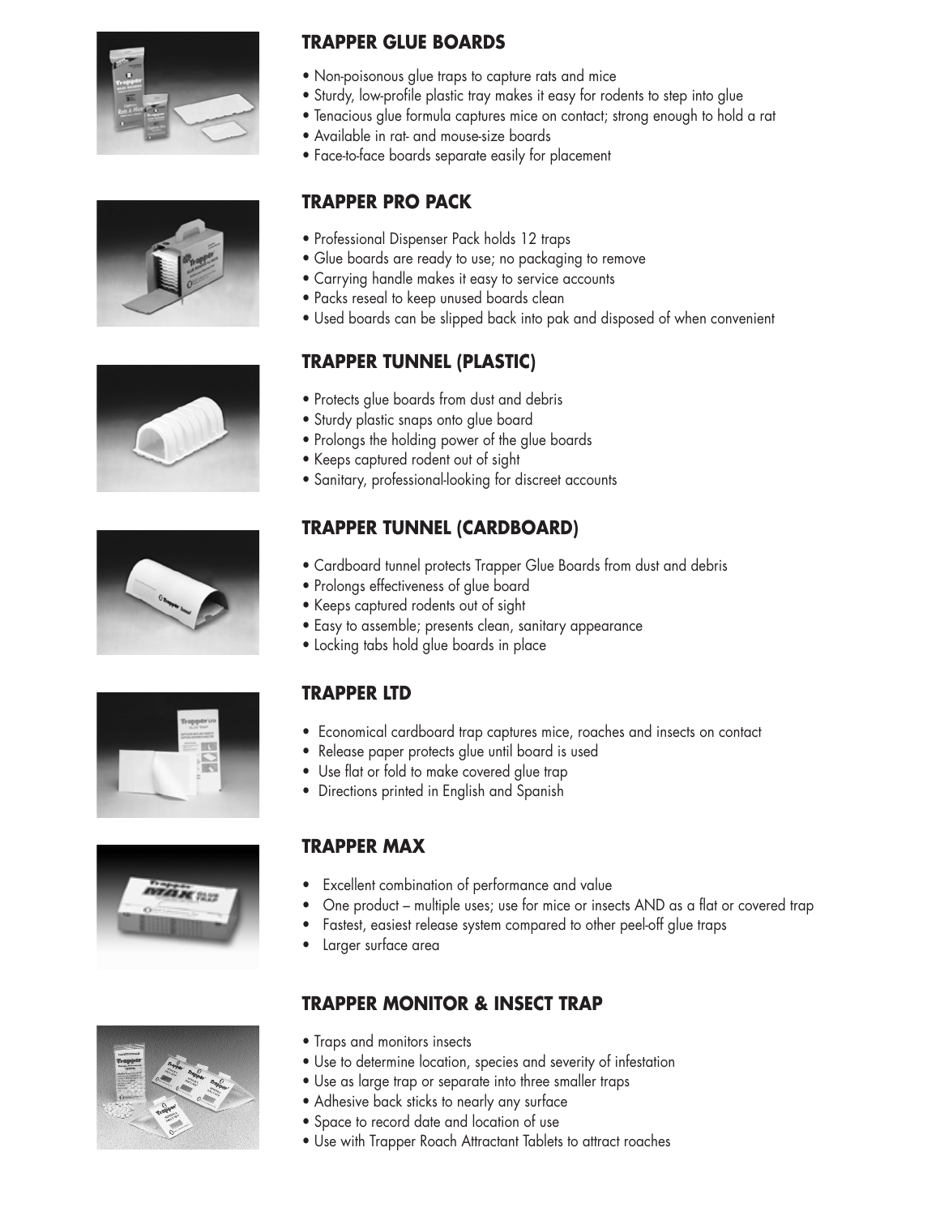## TRAPPER GLUE BOARDS

- Non-poisonous glue traps to capture rats and mice
- Sturdy, low-profile plastic tray makes it easy for rodents to step into glue
- Tenacious glue formula captures mice on contact; strong enough to hold a rat
- Available in rat- and mouse-size boards
- Face-to-face boards separate easily for placement

## TRAPPER PRO PACK

- Professional Dispenser Pack holds 12 traps
- Glue boards are ready to use; no packaging to remove
- Carrying handle makes it easy to service accounts
- Packs reseal to keep unused boards clean
- Used boards can be slipped back into pak and disposed of when convenient

## TRAPPER TUNNEL (PLASTIC)

- Protects glue boards from dust and debris
- Sturdy plastic snaps onto glue board
- Prolongs the holding power of the glue boards
- Keeps captured rodent out of sight
- Sanitary, professional-looking for discreet accounts

## TRAPPER TUNNEL (CARDBOARD)

- Cardboard tunnel protects Trapper Glue Boards from dust and debris
- Prolongs effectiveness of glue board
- Keeps captured rodents out of sight
- Easy to assemble; presents clean, sanitary appearance
- Locking tabs hold glue boards in place

## TRAPPER LTD

- Economical cardboard trap captures mice, roaches and insects on contact
- Release paper protects glue until board is used
- Use flat or fold to make covered glue trap
- Directions printed in English and Spanish

## TRAPPER MAX

- Excellent combination of performance and value
- One product – multiple uses; use for mice or insects AND as a flat or covered trap
- Fastest, easiest release system compared to other peel-off glue traps
- Larger surface area

## TRAPPER MONITOR & INSECT TRAP

- Traps and monitors insects
- Use to determine location, species and severity of infestation
- Use as large trap or separate into three smaller traps
- Adhesive back sticks to nearly any surface
- Space to record date and location of use
- Use with Trapper Roach Attractant Tablets to attract roaches